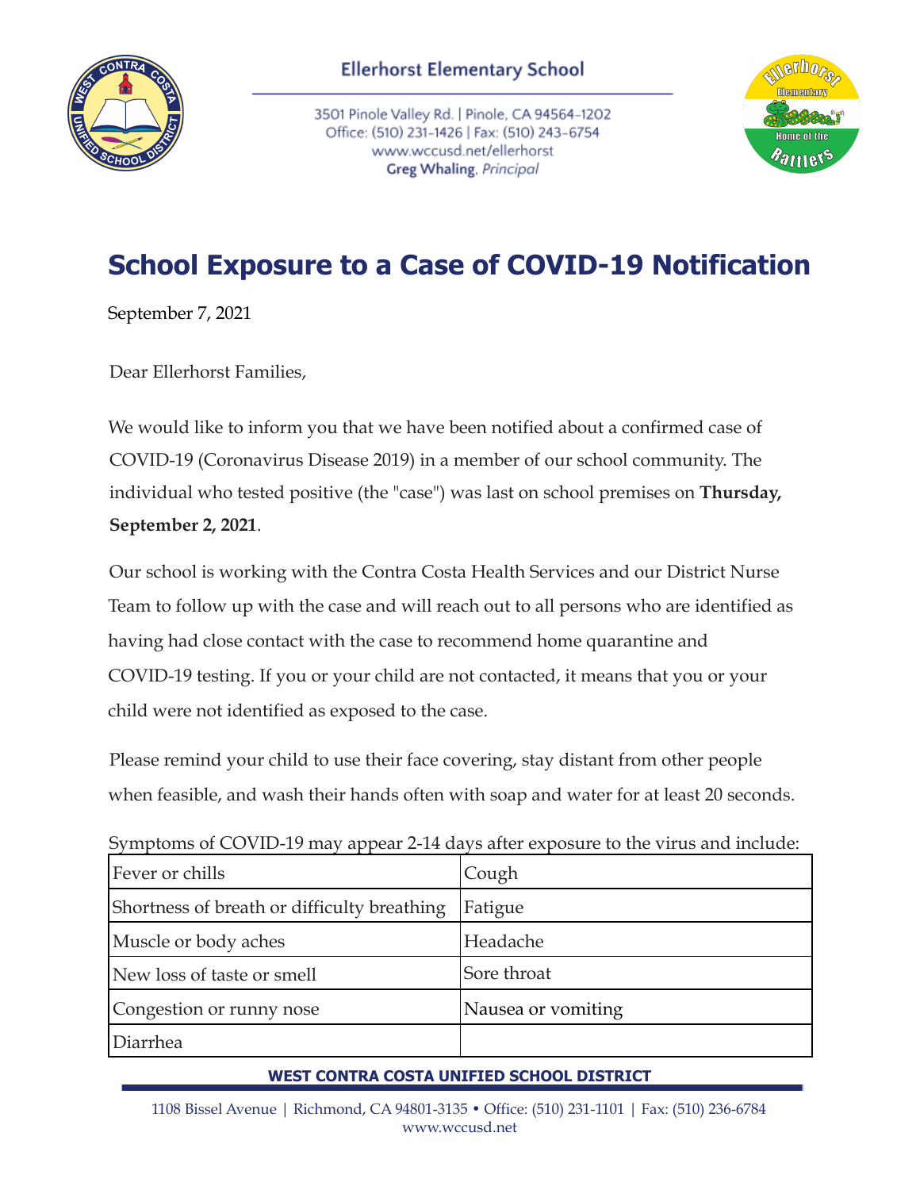Ellerhorst Elementary School

3501 Pinole Valley Rd. | Pinole, CA 94564-1202
Office: (510) 231-1426 | Fax: (510) 243-6754
www.wccusd.net/ellerhorst
**Greg Whaling**, *Principal*

# School Exposure to a Case of COVID-19 Notification

September 7, 2021

Dear Ellerhorst Families,

We would like to inform you that we have been notified about a confirmed case of COVID-19 (Coronavirus Disease 2019) in a member of our school community. The individual who tested positive (the "case") was last on school premises on **Thursday, September 2, 2021**.

Our school is working with the Contra Costa Health Services and our District Nurse Team to follow up with the case and will reach out to all persons who are identified as having had close contact with the case to recommend home quarantine and COVID-19 testing. If you or your child are not contacted, it means that you or your child were not identified as exposed to the case.

Please remind your child to use their face covering, stay distant from other people when feasible, and wash their hands often with soap and water for at least 20 seconds.

Symptoms of COVID-19 may appear 2-14 days after exposure to the virus and include:

| | |
|---|---|
| Fever or chills | Cough |
| Shortness of breath or difficulty breathing | Fatigue |
| Muscle or body aches | Headache |
| New loss of taste or smell | Sore throat |
| Congestion or runny nose | Nausea or vomiting |
| Diarrhea | |

**WEST CONTRA COSTA UNIFIED SCHOOL DISTRICT**

1108 Bissel Avenue | Richmond, CA 94801-3135 • Office: (510) 231-1101 | Fax: (510) 236-6784
www.wccusd.net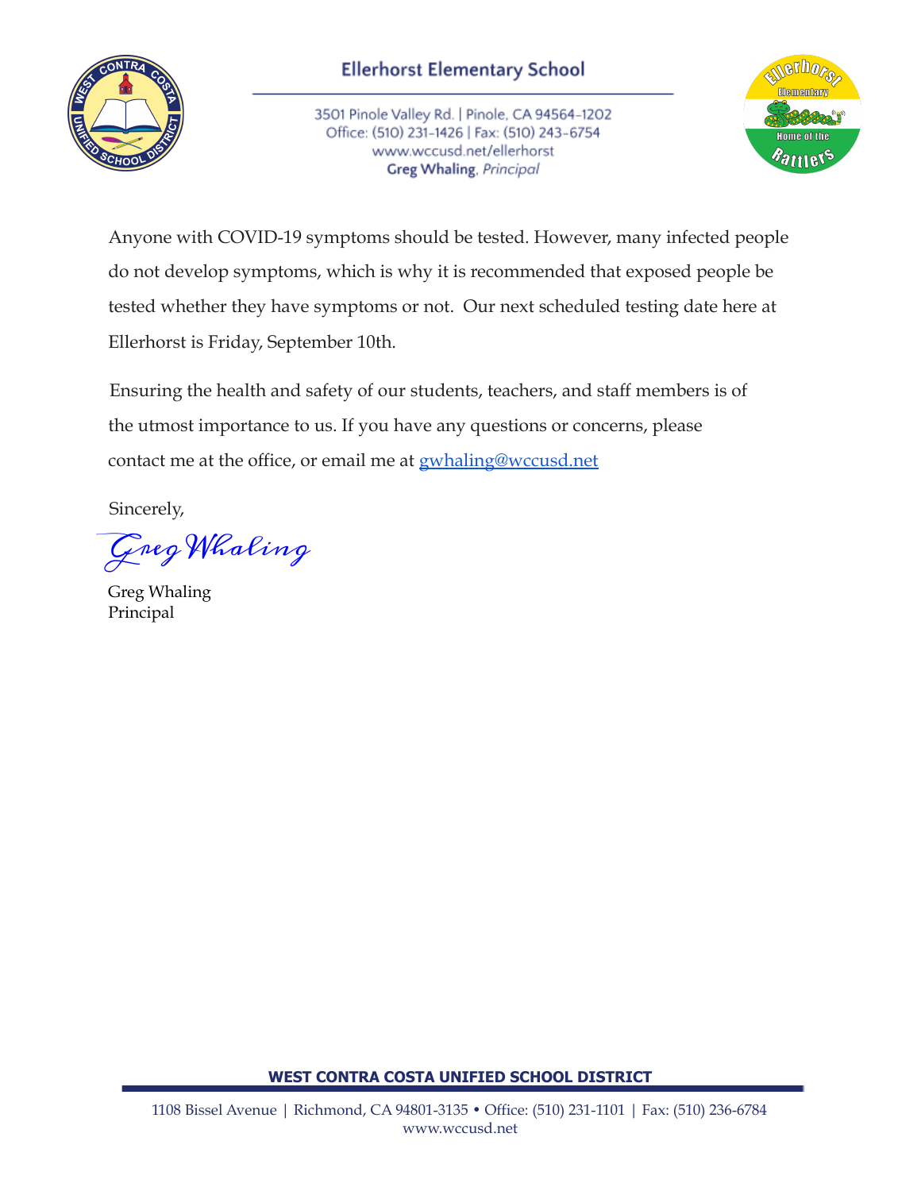Anyone with COVID-19 symptoms should be tested. However, many infected people do not develop symptoms, which is why it is recommended that exposed people be tested whether they have symptoms or not. Our next scheduled testing date here at Ellerhorst is Friday, September 10th.

Ensuring the health and safety of our students, teachers, and staff members is of the utmost importance to us. If you have any questions or concerns, please contact me at the office, or email me at gwhaling@wccusd.net

Sincerely,

Greg Whaling

Greg Whaling
Principal